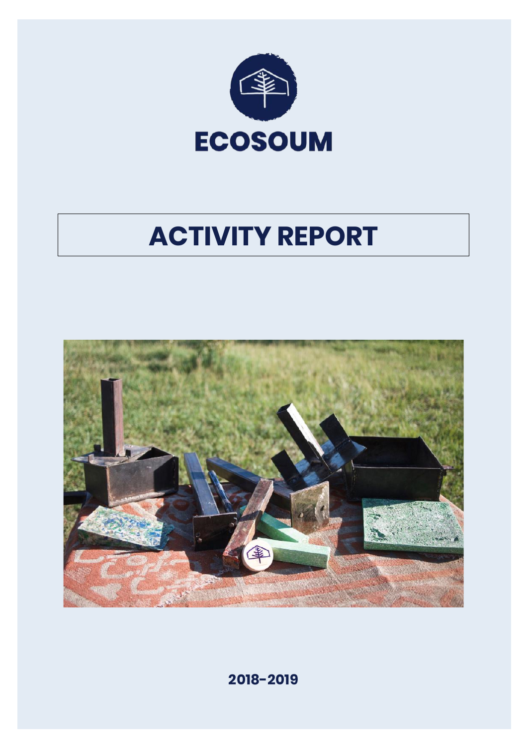ECOSOUM

# ACTIVITY REPORT

**2018-2019**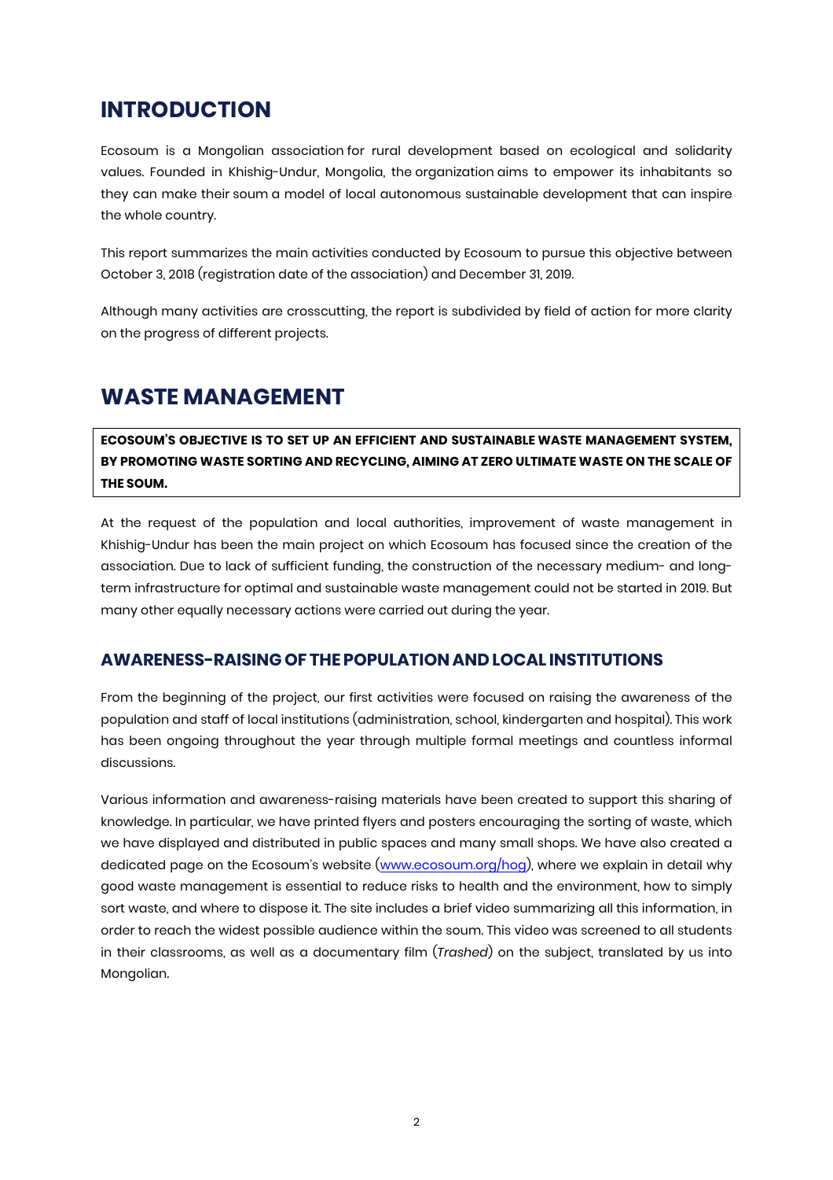# INTRODUCTION

Ecosoum is a Mongolian association for rural development based on ecological and solidarity values. Founded in Khishig-Undur, Mongolia, the organization aims to empower its inhabitants so they can make their soum a model of local autonomous sustainable development that can inspire the whole country.

This report summarizes the main activities conducted by Ecosoum to pursue this objective between October 3, 2018 (registration date of the association) and December 31, 2019.

Although many activities are crosscutting, the report is subdivided by field of action for more clarity on the progress of different projects.

# WASTE MANAGEMENT

**ECOSOUM'S OBJECTIVE IS TO SET UP AN EFFICIENT AND SUSTAINABLE WASTE MANAGEMENT SYSTEM, BY PROMOTING WASTE SORTING AND RECYCLING, AIMING AT ZERO ULTIMATE WASTE ON THE SCALE OF THE SOUM.**

At the request of the population and local authorities, improvement of waste management in Khishig-Undur has been the main project on which Ecosoum has focused since the creation of the association. Due to lack of sufficient funding, the construction of the necessary medium- and long-term infrastructure for optimal and sustainable waste management could not be started in 2019. But many other equally necessary actions were carried out during the year.

## AWARENESS-RAISING OF THE POPULATION AND LOCAL INSTITUTIONS

From the beginning of the project, our first activities were focused on raising the awareness of the population and staff of local institutions (administration, school, kindergarten and hospital). This work has been ongoing throughout the year through multiple formal meetings and countless informal discussions.

Various information and awareness-raising materials have been created to support this sharing of knowledge. In particular, we have printed flyers and posters encouraging the sorting of waste, which we have displayed and distributed in public spaces and many small shops. We have also created a dedicated page on the Ecosoum's website (www.ecosoum.org/hog), where we explain in detail why good waste management is essential to reduce risks to health and the environment, how to simply sort waste, and where to dispose it. The site includes a brief video summarizing all this information, in order to reach the widest possible audience within the soum. This video was screened to all students in their classrooms, as well as a documentary film (*Trashed*) on the subject, translated by us into Mongolian.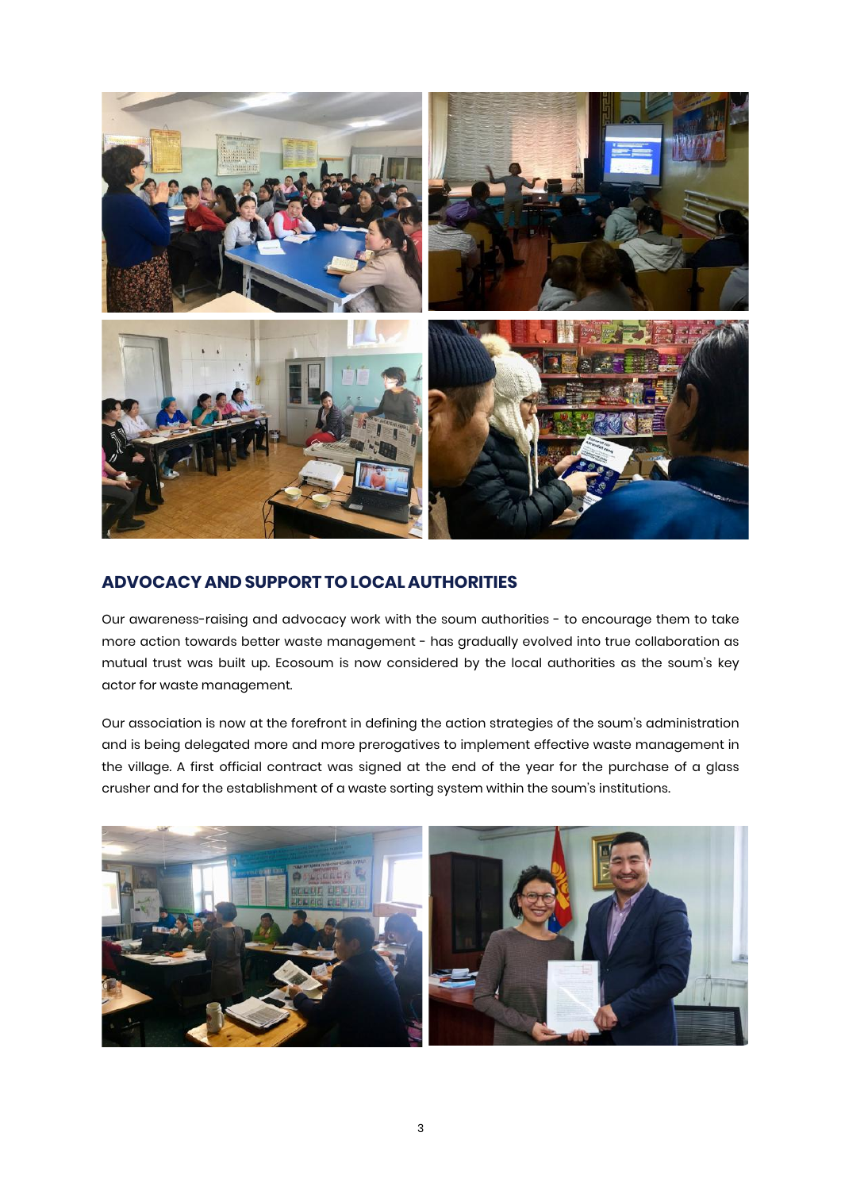## ADVOCACY AND SUPPORT TO LOCAL AUTHORITIES

Our awareness-raising and advocacy work with the soum authorities - to encourage them to take more action towards better waste management - has gradually evolved into true collaboration as mutual trust was built up. Ecosoum is now considered by the local authorities as the soum's key actor for waste management.

Our association is now at the forefront in defining the action strategies of the soum's administration and is being delegated more and more prerogatives to implement effective waste management in the village. A first official contract was signed at the end of the year for the purchase of a glass crusher and for the establishment of a waste sorting system within the soum's institutions.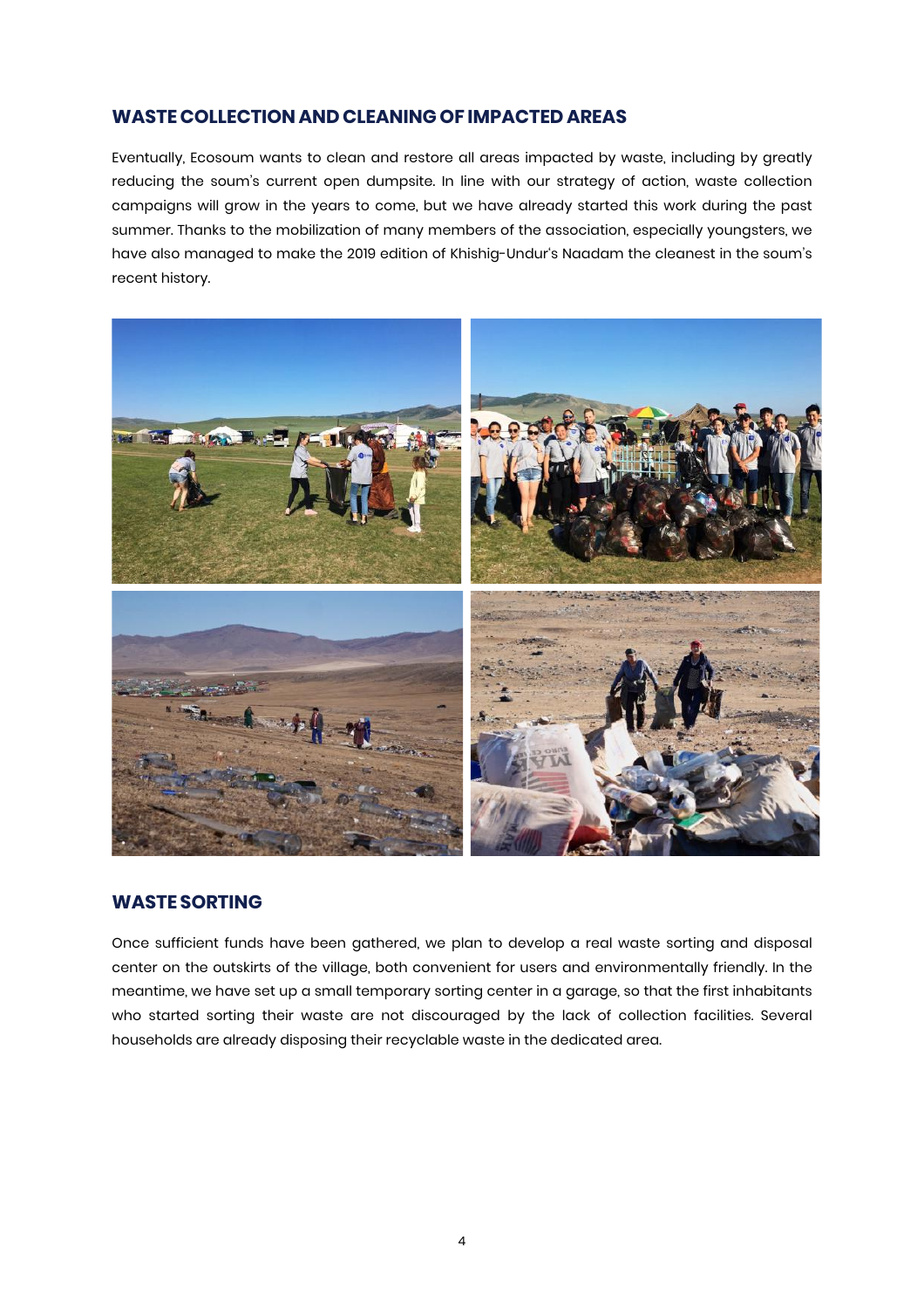## WASTE COLLECTION AND CLEANING OF IMPACTED AREAS

Eventually, Ecosoum wants to clean and restore all areas impacted by waste, including by greatly reducing the soum's current open dumpsite. In line with our strategy of action, waste collection campaigns will grow in the years to come, but we have already started this work during the past summer. Thanks to the mobilization of many members of the association, especially youngsters, we have also managed to make the 2019 edition of Khishig-Undur's Naadam the cleanest in the soum's recent history.

## WASTE SORTING

Once sufficient funds have been gathered, we plan to develop a real waste sorting and disposal center on the outskirts of the village, both convenient for users and environmentally friendly. In the meantime, we have set up a small temporary sorting center in a garage, so that the first inhabitants who started sorting their waste are not discouraged by the lack of collection facilities. Several households are already disposing their recyclable waste in the dedicated area.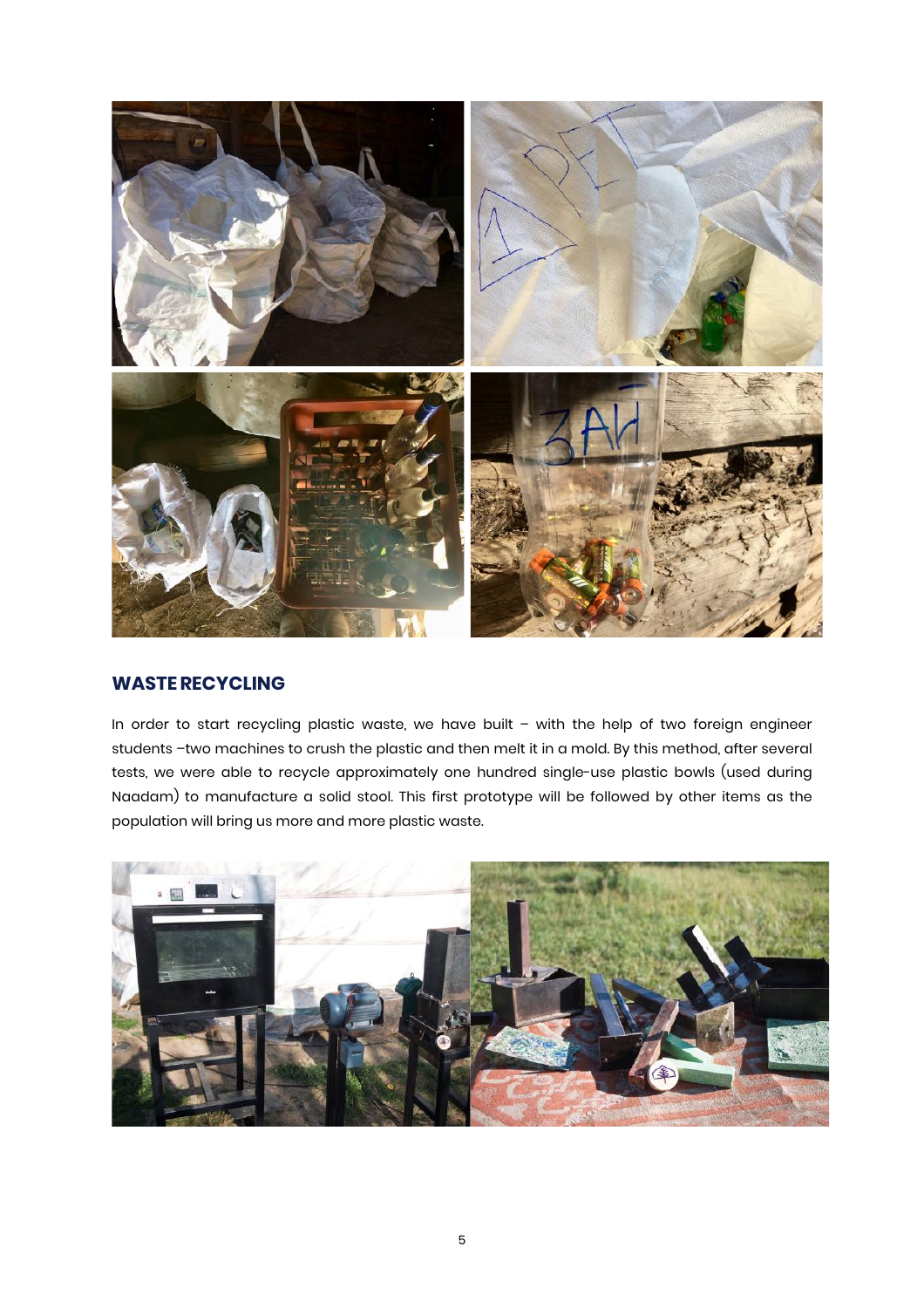## WASTE RECYCLING

In order to start recycling plastic waste, we have built – with the help of two foreign engineer students –two machines to crush the plastic and then melt it in a mold. By this method, after several tests, we were able to recycle approximately one hundred single-use plastic bowls (used during Naadam) to manufacture a solid stool. This first prototype will be followed by other items as the population will bring us more and more plastic waste.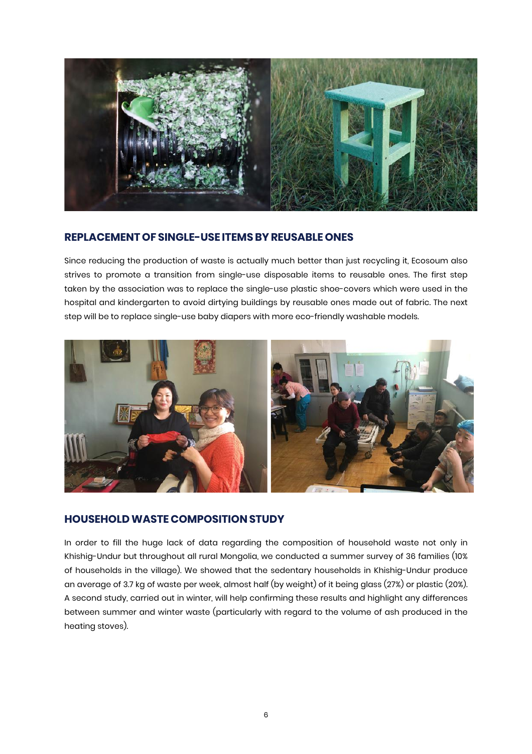## REPLACEMENT OF SINGLE-USE ITEMS BY REUSABLE ONES

Since reducing the production of waste is actually much better than just recycling it, Ecosoum also strives to promote a transition from single-use disposable items to reusable ones. The first step taken by the association was to replace the single-use plastic shoe-covers which were used in the hospital and kindergarten to avoid dirtying buildings by reusable ones made out of fabric. The next step will be to replace single-use baby diapers with more eco-friendly washable models.

## HOUSEHOLD WASTE COMPOSITION STUDY

In order to fill the huge lack of data regarding the composition of household waste not only in Khishig-Undur but throughout all rural Mongolia, we conducted a summer survey of 36 families (10% of households in the village). We showed that the sedentary households in Khishig-Undur produce an average of 3.7 kg of waste per week, almost half (by weight) of it being glass (27%) or plastic (20%). A second study, carried out in winter, will help confirming these results and highlight any differences between summer and winter waste (particularly with regard to the volume of ash produced in the heating stoves).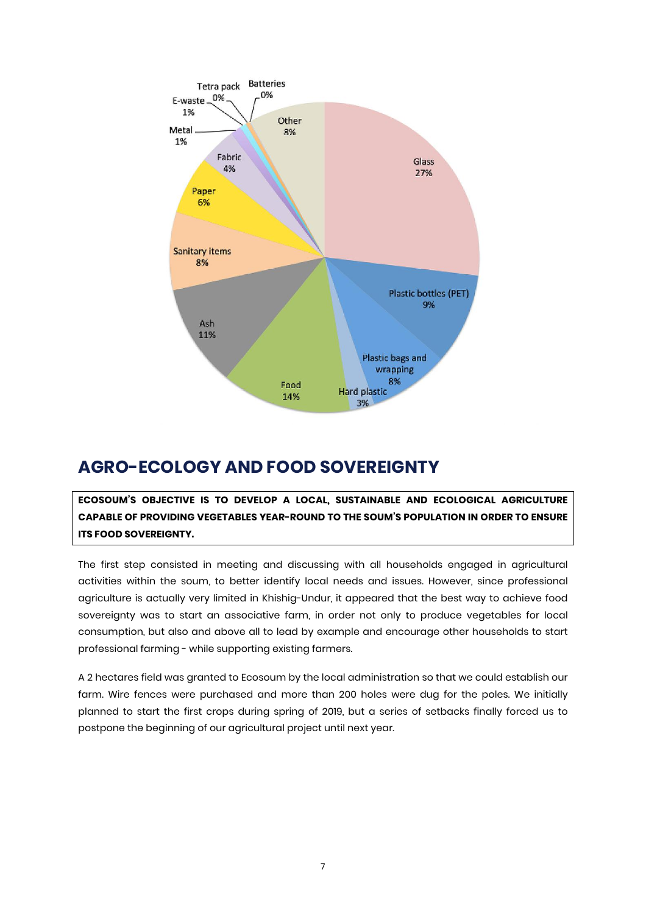Tetra pack
0%
Batteries
0%
E-waste
1%
Metal
1%
Other
8%
Glass
27%
Fabric
4%
Paper
6%
Sanitary items
8%
Plastic bottles (PET)
9%
Ash
11%
Plastic bags and wrapping
8%
Food
14%
Hard plastic
3%

## AGRO-ECOLOGY AND FOOD SOVEREIGNTY

**ECOSOUM'S OBJECTIVE IS TO DEVELOP A LOCAL, SUSTAINABLE AND ECOLOGICAL AGRICULTURE CAPABLE OF PROVIDING VEGETABLES YEAR-ROUND TO THE SOUM'S POPULATION IN ORDER TO ENSURE ITS FOOD SOVEREIGNTY.**

The first step consisted in meeting and discussing with all households engaged in agricultural activities within the soum, to better identify local needs and issues. However, since professional agriculture is actually very limited in Khishig-Undur, it appeared that the best way to achieve food sovereignty was to start an associative farm, in order not only to produce vegetables for local consumption, but also and above all to lead by example and encourage other households to start professional farming - while supporting existing farmers.

A 2 hectares field was granted to Ecosoum by the local administration so that we could establish our farm. Wire fences were purchased and more than 200 holes were dug for the poles. We initially planned to start the first crops during spring of 2019, but a series of setbacks finally forced us to postpone the beginning of our agricultural project until next year.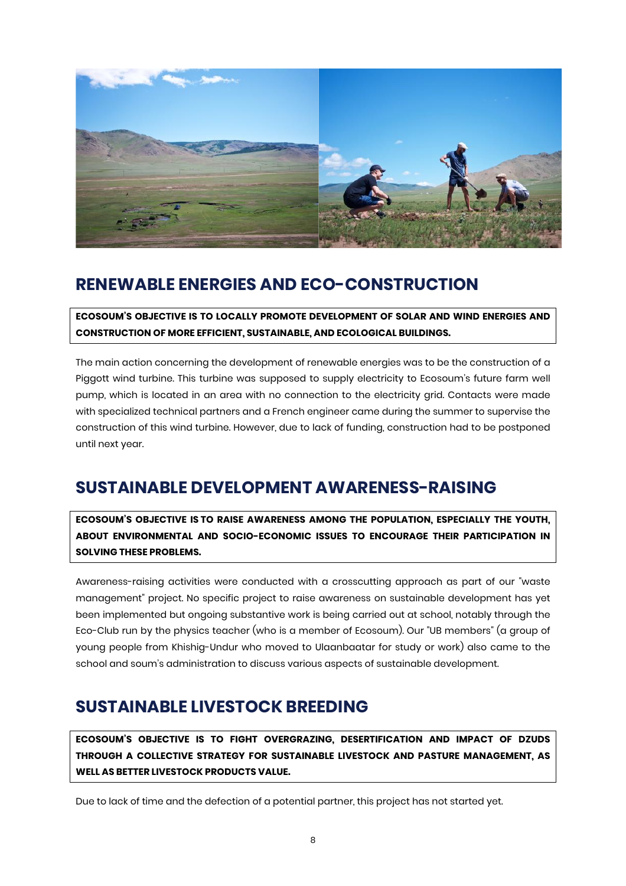## RENEWABLE ENERGIES AND ECO-CONSTRUCTION

**ECOSOUM'S OBJECTIVE IS TO LOCALLY PROMOTE DEVELOPMENT OF SOLAR AND WIND ENERGIES AND CONSTRUCTION OF MORE EFFICIENT, SUSTAINABLE, AND ECOLOGICAL BUILDINGS.**

The main action concerning the development of renewable energies was to be the construction of a Piggott wind turbine. This turbine was supposed to supply electricity to Ecosoum's future farm well pump, which is located in an area with no connection to the electricity grid. Contacts were made with specialized technical partners and a French engineer came during the summer to supervise the construction of this wind turbine. However, due to lack of funding, construction had to be postponed until next year.

## SUSTAINABLE DEVELOPMENT AWARENESS-RAISING

**ECOSOUM'S OBJECTIVE IS TO RAISE AWARENESS AMONG THE POPULATION, ESPECIALLY THE YOUTH, ABOUT ENVIRONMENTAL AND SOCIO-ECONOMIC ISSUES TO ENCOURAGE THEIR PARTICIPATION IN SOLVING THESE PROBLEMS.**

Awareness-raising activities were conducted with a crosscutting approach as part of our "waste management" project. No specific project to raise awareness on sustainable development has yet been implemented but ongoing substantive work is being carried out at school, notably through the Eco-Club run by the physics teacher (who is a member of Ecosoum). Our "UB members" (a group of young people from Khishig-Undur who moved to Ulaanbaatar for study or work) also came to the school and soum's administration to discuss various aspects of sustainable development.

## SUSTAINABLE LIVESTOCK BREEDING

**ECOSOUM'S OBJECTIVE IS TO FIGHT OVERGRAZING, DESERTIFICATION AND IMPACT OF DZUDS THROUGH A COLLECTIVE STRATEGY FOR SUSTAINABLE LIVESTOCK AND PASTURE MANAGEMENT, AS WELL AS BETTER LIVESTOCK PRODUCTS VALUE.**

Due to lack of time and the defection of a potential partner, this project has not started yet.